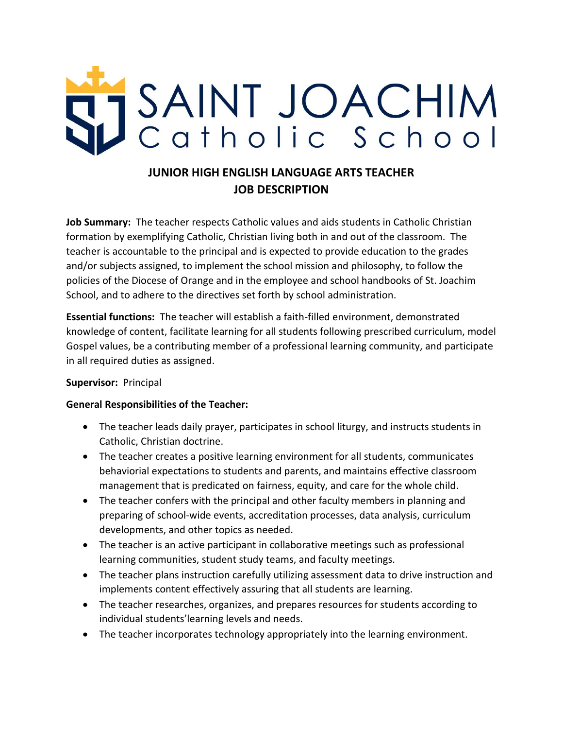# SAINT JOACHIM Catholic School

## JUNIOR HIGH ENGLISH LANGUAGE ARTS TEACHER JOB DESCRIPTION

**Job Summary:** The teacher respects Catholic values and aids students in Catholic Christian formation by exemplifying Catholic, Christian living both in and out of the classroom. The teacher is accountable to the principal and is expected to provide education to the grades and/or subjects assigned, to implement the school mission and philosophy, to follow the policies of the Diocese of Orange and in the employee and school handbooks of St. Joachim School, and to adhere to the directives set forth by school administration.

**Essential functions:** The teacher will establish a faith-filled environment, demonstrated knowledge of content, facilitate learning for all students following prescribed curriculum, model Gospel values, be a contributing member of a professional learning community, and participate in all required duties as assigned.

**Supervisor:** Principal

**General Responsibilities of the Teacher:**

- The teacher leads daily prayer, participates in school liturgy, and instructs students in Catholic, Christian doctrine.
- The teacher creates a positive learning environment for all students, communicates behaviorial expectations to students and parents, and maintains effective classroom management that is predicated on fairness, equity, and care for the whole child.
- The teacher confers with the principal and other faculty members in planning and preparing of school-wide events, accreditation processes, data analysis, curriculum developments, and other topics as needed.
- The teacher is an active participant in collaborative meetings such as professional learning communities, student study teams, and faculty meetings.
- The teacher plans instruction carefully utilizing assessment data to drive instruction and implements content effectively assuring that all students are learning.
- The teacher researches, organizes, and prepares resources for students according to individual students'learning levels and needs.
- The teacher incorporates technology appropriately into the learning environment.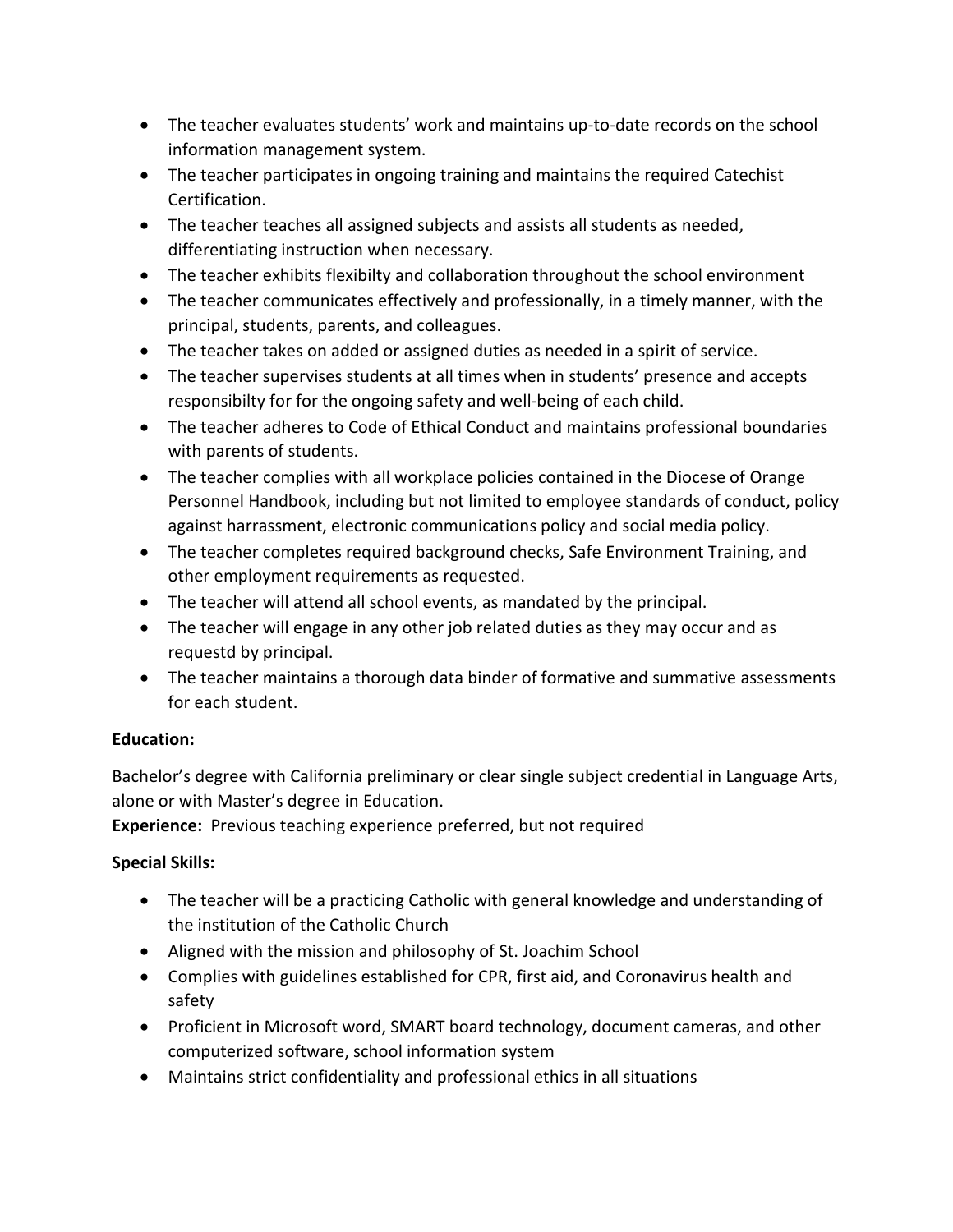- The teacher evaluates students' work and maintains up-to-date records on the school information management system.
- The teacher participates in ongoing training and maintains the required Catechist Certification.
- The teacher teaches all assigned subjects and assists all students as needed, differentiating instruction when necessary.
- The teacher exhibits flexibilty and collaboration throughout the school environment
- The teacher communicates effectively and professionally, in a timely manner, with the principal, students, parents, and colleagues.
- The teacher takes on added or assigned duties as needed in a spirit of service.
- The teacher supervises students at all times when in students' presence and accepts responsibilty for for the ongoing safety and well-being of each child.
- The teacher adheres to Code of Ethical Conduct and maintains professional boundaries with parents of students.
- The teacher complies with all workplace policies contained in the Diocese of Orange Personnel Handbook, including but not limited to employee standards of conduct, policy against harrassment, electronic communications policy and social media policy.
- The teacher completes required background checks, Safe Environment Training, and other employment requirements as requested.
- The teacher will attend all school events, as mandated by the principal.
- The teacher will engage in any other job related duties as they may occur and as requestd by principal.
- The teacher maintains a thorough data binder of formative and summative assessments for each student.

**Education:**

Bachelor's degree with California preliminary or clear single subject credential in Language Arts, alone or with Master's degree in Education.
**Experience:** Previous teaching experience preferred, but not required

**Special Skills:**

- The teacher will be a practicing Catholic with general knowledge and understanding of the institution of the Catholic Church
- Aligned with the mission and philosophy of St. Joachim School
- Complies with guidelines established for CPR, first aid, and Coronavirus health and safety
- Proficient in Microsoft word, SMART board technology, document cameras, and other computerized software, school information system
- Maintains strict confidentiality and professional ethics in all situations